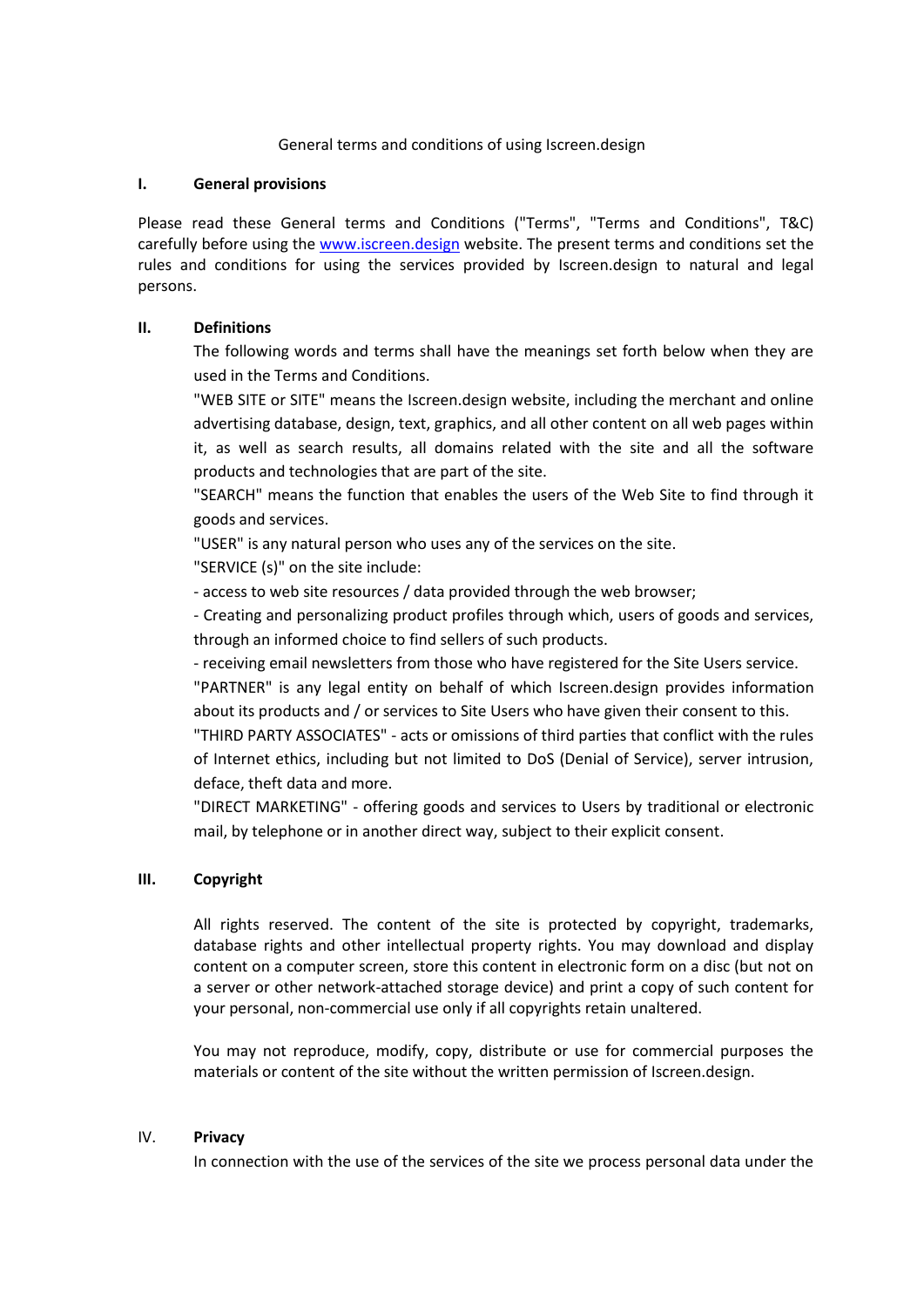General terms and conditions of using Iscreen.design

## I. General provisions

Please read these General terms and Conditions ("Terms", "Terms and Conditions", T&C) carefully before using the [www.iscreen.design](http://www.iscreen.design) website. The present terms and conditions set the rules and conditions for using the services provided by Iscreen.design to natural and legal persons.

## II. Definitions

The following words and terms shall have the meanings set forth below when they are used in the Terms and Conditions.

"WEB SITE or SITE" means the Iscreen.design website, including the merchant and online advertising database, design, text, graphics, and all other content on all web pages within it, as well as search results, all domains related with the site and all the software products and technologies that are part of the site.

"SEARCH" means the function that enables the users of the Web Site to find through it goods and services.

"USER" is any natural person who uses any of the services on the site.

"SERVICE (s)" on the site include:

- access to web site resources / data provided through the web browser;
- Creating and personalizing product profiles through which, users of goods and services, through an informed choice to find sellers of such products.
- receiving email newsletters from those who have registered for the Site Users service.

"PARTNER" is any legal entity on behalf of which Iscreen.design provides information about its products and / or services to Site Users who have given their consent to this.

"THIRD PARTY ASSOCIATES" - acts or omissions of third parties that conflict with the rules of Internet ethics, including but not limited to DoS (Denial of Service), server intrusion, deface, theft data and more.

"DIRECT MARKETING" - offering goods and services to Users by traditional or electronic mail, by telephone or in another direct way, subject to their explicit consent.

## III. Copyright

All rights reserved. The content of the site is protected by copyright, trademarks, database rights and other intellectual property rights. You may download and display content on a computer screen, store this content in electronic form on a disc (but not on a server or other network-attached storage device) and print a copy of such content for your personal, non-commercial use only if all copyrights retain unaltered.

You may not reproduce, modify, copy, distribute or use for commercial purposes the materials or content of the site without the written permission of Iscreen.design.

## IV. Privacy

In connection with the use of the services of the site we process personal data under the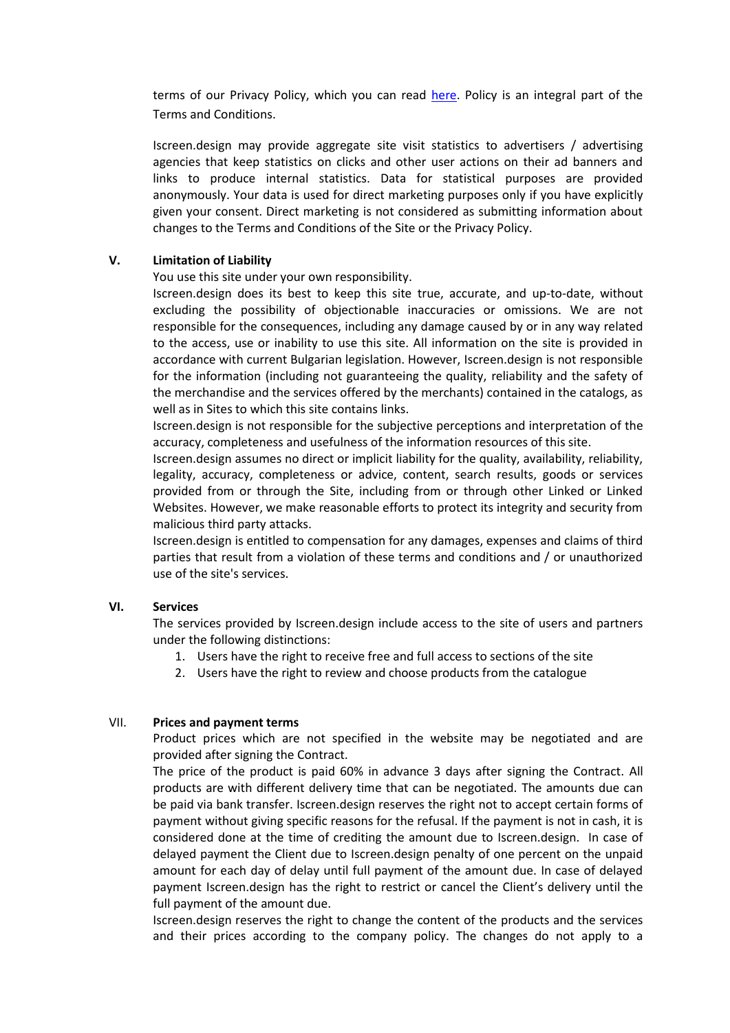terms of our Privacy Policy, which you can read [here](). Policy is an integral part of the Terms and Conditions.

Iscreen.design may provide aggregate site visit statistics to advertisers / advertising agencies that keep statistics on clicks and other user actions on their ad banners and links to produce internal statistics. Data for statistical purposes are provided anonymously. Your data is used for direct marketing purposes only if you have explicitly given your consent. Direct marketing is not considered as submitting information about changes to the Terms and Conditions of the Site or the Privacy Policy.

## V. Limitation of Liability

You use this site under your own responsibility.

Iscreen.design does its best to keep this site true, accurate, and up-to-date, without excluding the possibility of objectionable inaccuracies or omissions. We are not responsible for the consequences, including any damage caused by or in any way related to the access, use or inability to use this site. All information on the site is provided in accordance with current Bulgarian legislation. However, Iscreen.design is not responsible for the information (including not guaranteeing the quality, reliability and the safety of the merchandise and the services offered by the merchants) contained in the catalogs, as well as in Sites to which this site contains links.

Iscreen.design is not responsible for the subjective perceptions and interpretation of the accuracy, completeness and usefulness of the information resources of this site.

Iscreen.design assumes no direct or implicit liability for the quality, availability, reliability, legality, accuracy, completeness or advice, content, search results, goods or services provided from or through the Site, including from or through other Linked or Linked Websites. However, we make reasonable efforts to protect its integrity and security from malicious third party attacks.

Iscreen.design is entitled to compensation for any damages, expenses and claims of third parties that result from a violation of these terms and conditions and / or unauthorized use of the site's services.

## VI. Services

The services provided by Iscreen.design include access to the site of users and partners under the following distinctions:

1. Users have the right to receive free and full access to sections of the site
2. Users have the right to review and choose products from the catalogue

## VII. Prices and payment terms

Product prices which are not specified in the website may be negotiated and are provided after signing the Contract.

The price of the product is paid 60% in advance 3 days after signing the Contract. All products are with different delivery time that can be negotiated. The amounts due can be paid via bank transfer. Iscreen.design reserves the right not to accept certain forms of payment without giving specific reasons for the refusal. If the payment is not in cash, it is considered done at the time of crediting the amount due to Iscreen.design. In case of delayed payment the Client due to Iscreen.design penalty of one percent on the unpaid amount for each day of delay until full payment of the amount due. In case of delayed payment Iscreen.design has the right to restrict or cancel the Client's delivery until the full payment of the amount due.

Iscreen.design reserves the right to change the content of the products and the services and their prices according to the company policy. The changes do not apply to a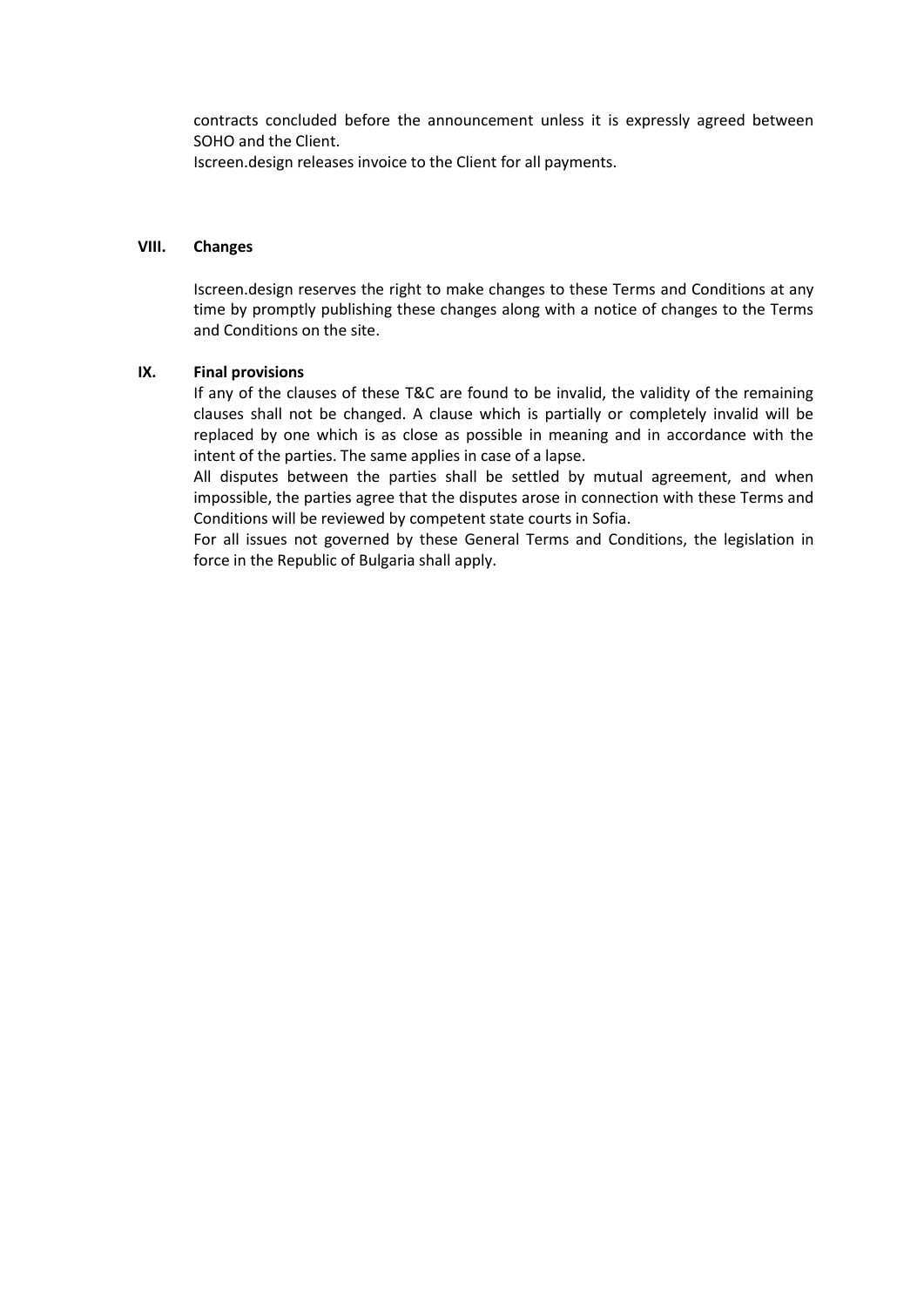contracts concluded before the announcement unless it is expressly agreed between SOHO and the Client.

Iscreen.design releases invoice to the Client for all payments.

## VIII. Changes

Iscreen.design reserves the right to make changes to these Terms and Conditions at any time by promptly publishing these changes along with a notice of changes to the Terms and Conditions on the site.

## IX. Final provisions

If any of the clauses of these T&C are found to be invalid, the validity of the remaining clauses shall not be changed. A clause which is partially or completely invalid will be replaced by one which is as close as possible in meaning and in accordance with the intent of the parties. The same applies in case of a lapse.

All disputes between the parties shall be settled by mutual agreement, and when impossible, the parties agree that the disputes arose in connection with these Terms and Conditions will be reviewed by competent state courts in Sofia.

For all issues not governed by these General Terms and Conditions, the legislation in force in the Republic of Bulgaria shall apply.